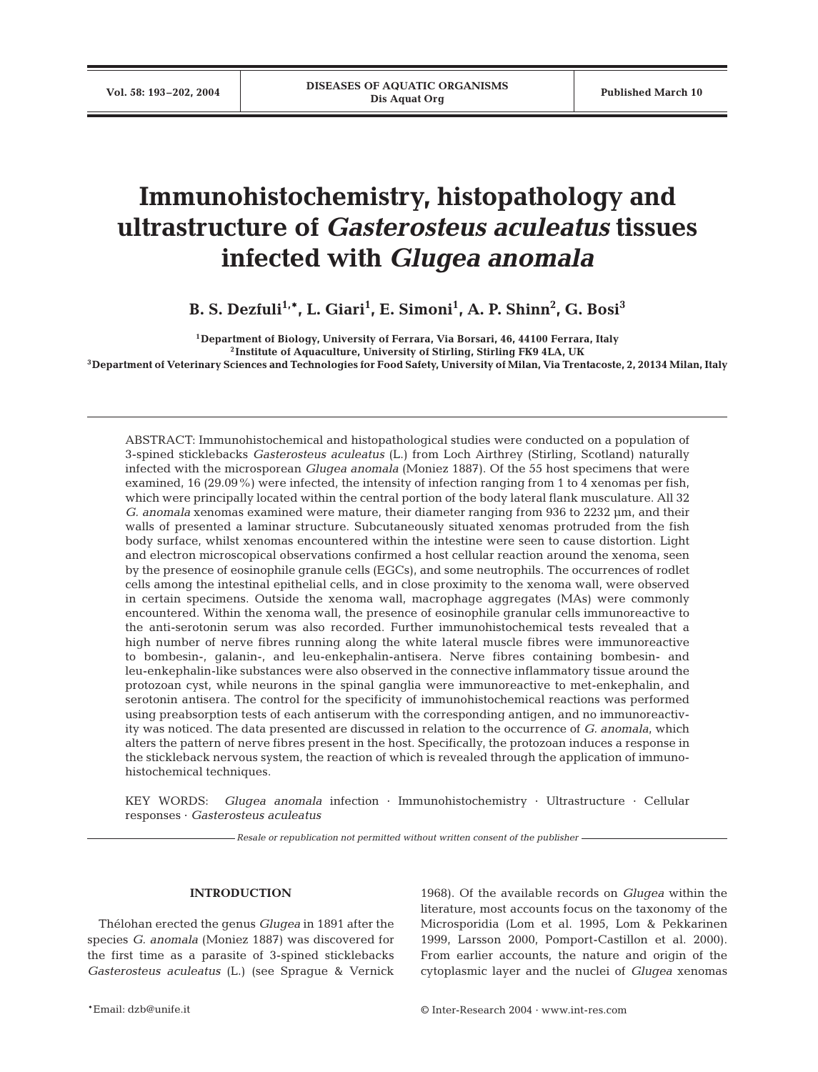# Immunohistochemistry, histopathology and ultrastructure of *Gasterosteus aculeatus* tissues infected with *Glugea anomala*

**B. S. Dezfuli[1,*], L. Giari[1], E. Simoni[1], A. P. Shinn[2], G. Bosi[3]**

[1]Department of Biology, University of Ferrara, Via Borsari, 46, 44100 Ferrara, Italy
[2]Institute of Aquaculture, University of Stirling, Stirling FK9 4LA, UK
[3]Department of Veterinary Sciences and Technologies for Food Safety, University of Milan, Via Trentacoste, 2, 20134 Milan, Italy

ABSTRACT: Immunohistochemical and histopathological studies were conducted on a population of 3-spined sticklebacks *Gasterosteus aculeatus* (L.) from Loch Airthrey (Stirling, Scotland) naturally infected with the microsporean *Glugea anomala* (Moniez 1887). Of the 55 host specimens that were examined, 16 (29.09%) were infected, the intensity of infection ranging from 1 to 4 xenomas per fish, which were principally located within the central portion of the body lateral flank musculature. All 32 *G. anomala* xenomas examined were mature, their diameter ranging from 936 to 2232 µm, and their walls of presented a laminar structure. Subcutaneously situated xenomas protruded from the fish body surface, whilst xenomas encountered within the intestine were seen to cause distortion. Light and electron microscopical observations confirmed a host cellular reaction around the xenoma, seen by the presence of eosinophile granule cells (EGCs), and some neutrophils. The occurrences of rodlet cells among the intestinal epithelial cells, and in close proximity to the xenoma wall, were observed in certain specimens. Outside the xenoma wall, macrophage aggregates (MAs) were commonly encountered. Within the xenoma wall, the presence of eosinophile granular cells immunoreactive to the anti-serotonin serum was also recorded. Further immunohistochemical tests revealed that a high number of nerve fibres running along the white lateral muscle fibres were immunoreactive to bombesin-, galanin-, and leu-enkephalin-antisera. Nerve fibres containing bombesin- and leu-enkephalin-like substances were also observed in the connective inflammatory tissue around the protozoan cyst, while neurons in the spinal ganglia were immunoreactive to met-enkephalin, and serotonin antisera. The control for the specificity of immunohistochemical reactions was performed using preabsorption tests of each antiserum with the corresponding antigen, and no immunoreactivity was noticed. The data presented are discussed in relation to the occurrence of *G. anomala*, which alters the pattern of nerve fibres present in the host. Specifically, the protozoan induces a response in the stickleback nervous system, the reaction of which is revealed through the application of immunohistochemical techniques.

KEY WORDS: *Glugea anomala* infection · Immunohistochemistry · Ultrastructure · Cellular responses · *Gasterosteus aculeatus*

*Resale or republication not permitted without written consent of the publisher*

## INTRODUCTION

Thélohan erected the genus *Glugea* in 1891 after the species *G. anomala* (Moniez 1887) was discovered for the first time as a parasite of 3-spined sticklebacks *Gasterosteus aculeatus* (L.) (see Sprague & Vernick 1968). Of the available records on *Glugea* within the literature, most accounts focus on the taxonomy of the Microsporidia (Lom et al. 1995, Lom & Pekkarinen 1999, Larsson 2000, Pomport-Castillon et al. 2000). From earlier accounts, the nature and origin of the cytoplasmic layer and the nuclei of *Glugea* xenomas

*Email: dzb@unife.it

© Inter-Research 2004 · www.int-res.com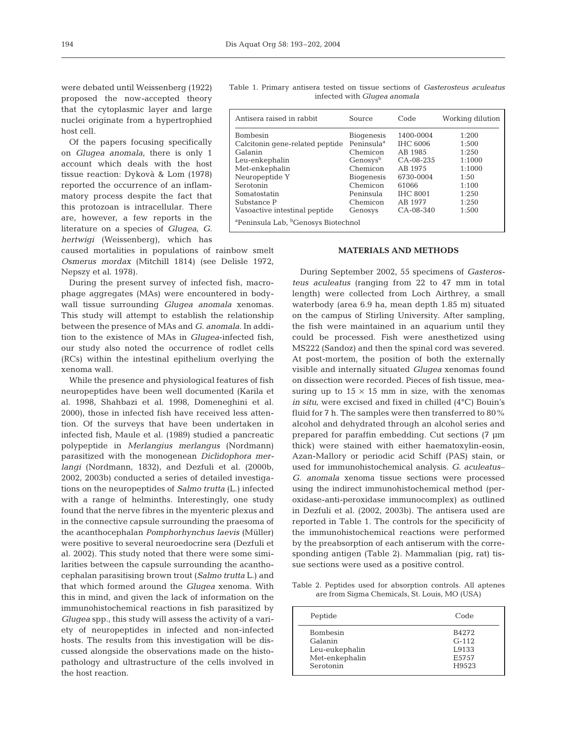were debated until Weissenberg (1922) proposed the now-accepted theory that the cytoplasmic layer and large nuclei originate from a hypertrophied host cell.

Of the papers focusing specifically on *Glugea anomala*, there is only 1 account which deals with the host tissue reaction: Dykovà & Lom (1978) reported the occurrence of an inflammatory process despite the fact that this protozoan is intracellular. There are, however, a few reports in the literature on a species of *Glugea*, *G. hertwigi* (Weissenberg), which has caused mortalities in populations of rainbow smelt *Osmerus mordax* (Mitchill 1814) (see Delisle 1972, Nepszy et al. 1978).

During the present survey of infected fish, macrophage aggregates (MAs) were encountered in body-wall tissue surrounding *Glugea anomala* xenomas. This study will attempt to establish the relationship between the presence of MAs and *G. anomala*. In addition to the existence of MAs in *Glugea*-infected fish, our study also noted the occurrence of rodlet cells (RCs) within the intestinal epithelium overlying the xenoma wall.

While the presence and physiological features of fish neuropeptides have been well documented (Karila et al. 1998, Shahbazi et al. 1998, Domeneghini et al. 2000), those in infected fish have received less attention. Of the surveys that have been undertaken in infected fish, Maule et al. (1989) studied a pancreatic polypeptide in *Merlangius merlangus* (Nordmann) parasitized with the monogenean *Diclidophora merlangi* (Nordmann, 1832), and Dezfuli et al. (2000b, 2002, 2003b) conducted a series of detailed investigations on the neuropeptides of *Salmo trutta* (L.) infected with a range of helminths. Interestingly, one study found that the nerve fibres in the myenteric plexus and in the connective capsule surrounding the praesoma of the acanthocephalan *Pomphorhynchus laevis* (Müller) were positive to several neuroedocrine sera (Dezfuli et al. 2002). This study noted that there were some similarities between the capsule surrounding the acanthocephalan parasitising brown trout (*Salmo trutta* L.) and that which formed around the *Glugea* xenoma. With this in mind, and given the lack of information on the immunohistochemical reactions in fish parasitized by *Glugea* spp., this study will assess the activity of a variety of neuropeptides in infected and non-infected hosts. The results from this investigation will be discussed alongside the observations made on the histopathology and ultrastructure of the cells involved in the host reaction.

Table 1. Primary antisera tested on tissue sections of *Gasterosteus aculeatus* infected with *Glugea anomala*

| Antisera raised in rabbit | Source | Code | Working dilution |
|---|---|---|---|
| Bombesin | Biogenesis | 1400-0004 | 1:200 |
| Calcitonin gene-related peptide | Peninsula[a] | IHC 6006 | 1:500 |
| Galanin | Chemicon | AB 1985 | 1:250 |
| Leu-enkephalin | Genosys[b] | CA-08-235 | 1:1000 |
| Met-enkephalin | Chemicon | AB 1975 | 1:1000 |
| Neuropeptide Y | Biogenesis | 6730-0004 | 1:50 |
| Serotonin | Chemicon | 61066 | 1:100 |
| Somatostatin | Peninsula | IHC 8001 | 1:250 |
| Substance P | Chemicon | AB 1977 | 1:250 |
| Vasoactive intestinal peptide | Genosys | CA-08-340 | 1:500 |

[a]Peninsula Lab, [b]Genosys Biotechnol

## MATERIALS AND METHODS

During September 2002, 55 specimens of *Gasterosteus aculeatus* (ranging from 22 to 47 mm in total length) were collected from Loch Airthrey, a small waterbody (area 6.9 ha, mean depth 1.85 m) situated on the campus of Stirling University. After sampling, the fish were maintained in an aquarium until they could be processed. Fish were anesthetized using MS222 (Sandoz) and then the spinal cord was severed. At post-mortem, the position of both the externally visible and internally situated *Glugea* xenomas found on dissection were recorded. Pieces of fish tissue, measuring up to 15 × 15 mm in size, with the xenomas *in situ*, were excised and fixed in chilled (4°C) Bouin's fluid for 7 h. The samples were then transferred to 80% alcohol and dehydrated through an alcohol series and prepared for paraffin embedding. Cut sections (7 µm thick) were stained with either haematoxylin-eosin, Azan-Mallory or periodic acid Schiff (PAS) stain, or used for immunohistochemical analysis. *G. aculeatus*–*G. anomala* xenoma tissue sections were processed using the indirect immunohistochemical method (peroxidase-anti-peroxidase immunocomplex) as outlined in Dezfuli et al. (2002, 2003b). The antisera used are reported in Table 1. The controls for the specificity of the immunohistochemical reactions were performed by the preabsorption of each antiserum with the corresponding antigen (Table 2). Mammalian (pig, rat) tissue sections were used as a positive control.

Table 2. Peptides used for absorption controls. All aptenes are from Sigma Chemicals, St. Louis, MO (USA)

| Peptide | Code |
|---|---|
| Bombesin | B4272 |
| Galanin | G-112 |
| Leu-eukephalin | L9133 |
| Met-enkephalin | E5757 |
| Serotonin | H9523 |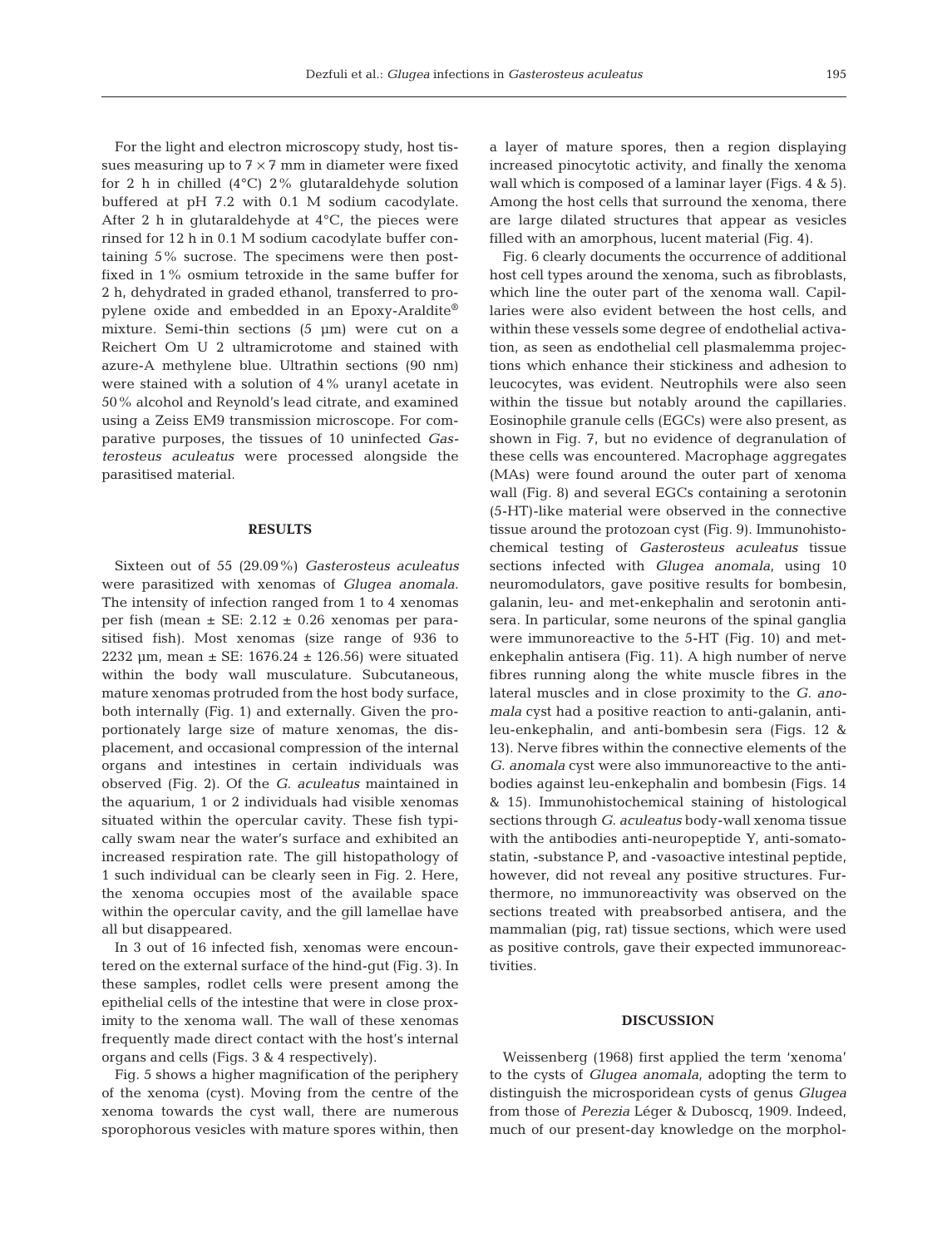For the light and electron microscopy study, host tissues measuring up to 7 × 7 mm in diameter were fixed for 2 h in chilled (4°C) 2% glutaraldehyde solution buffered at pH 7.2 with 0.1 M sodium cacodylate. After 2 h in glutaraldehyde at 4°C, the pieces were rinsed for 12 h in 0.1 M sodium cacodylate buffer containing 5% sucrose. The specimens were then postfixed in 1% osmium tetroxide in the same buffer for 2 h, dehydrated in graded ethanol, transferred to propylene oxide and embedded in an Epoxy-Araldite® mixture. Semi-thin sections (5 µm) were cut on a Reichert Om U 2 ultramicrotome and stained with azure-A methylene blue. Ultrathin sections (90 nm) were stained with a solution of 4% uranyl acetate in 50% alcohol and Reynold's lead citrate, and examined using a Zeiss EM9 transmission microscope. For comparative purposes, the tissues of 10 uninfected *Gasterosteus aculeatus* were processed alongside the parasitised material.

## RESULTS

Sixteen out of 55 (29.09%) *Gasterosteus aculeatus* were parasitized with xenomas of *Glugea anomala*. The intensity of infection ranged from 1 to 4 xenomas per fish (mean ± SE: 2.12 ± 0.26 xenomas per parasitised fish). Most xenomas (size range of 936 to 2232 µm, mean ± SE: 1676.24 ± 126.56) were situated within the body wall musculature. Subcutaneous, mature xenomas protruded from the host body surface, both internally (Fig. 1) and externally. Given the proportionately large size of mature xenomas, the displacement, and occasional compression of the internal organs and intestines in certain individuals was observed (Fig. 2). Of the *G. aculeatus* maintained in the aquarium, 1 or 2 individuals had visible xenomas situated within the opercular cavity. These fish typically swam near the water's surface and exhibited an increased respiration rate. The gill histopathology of 1 such individual can be clearly seen in Fig. 2. Here, the xenoma occupies most of the available space within the opercular cavity, and the gill lamellae have all but disappeared.

In 3 out of 16 infected fish, xenomas were encountered on the external surface of the hind-gut (Fig. 3). In these samples, rodlet cells were present among the epithelial cells of the intestine that were in close proximity to the xenoma wall. The wall of these xenomas frequently made direct contact with the host's internal organs and cells (Figs. 3 & 4 respectively).

Fig. 5 shows a higher magnification of the periphery of the xenoma (cyst). Moving from the centre of the xenoma towards the cyst wall, there are numerous sporophorous vesicles with mature spores within, then a layer of mature spores, then a region displaying increased pinocytotic activity, and finally the xenoma wall which is composed of a laminar layer (Figs. 4 & 5). Among the host cells that surround the xenoma, there are large dilated structures that appear as vesicles filled with an amorphous, lucent material (Fig. 4).

Fig. 6 clearly documents the occurrence of additional host cell types around the xenoma, such as fibroblasts, which line the outer part of the xenoma wall. Capillaries were also evident between the host cells, and within these vessels some degree of endothelial activation, as seen as endothelial cell plasmalemma projections which enhance their stickiness and adhesion to leucocytes, was evident. Neutrophils were also seen within the tissue but notably around the capillaries. Eosinophile granule cells (EGCs) were also present, as shown in Fig. 7, but no evidence of degranulation of these cells was encountered. Macrophage aggregates (MAs) were found around the outer part of xenoma wall (Fig. 8) and several EGCs containing a serotonin (5-HT)-like material were observed in the connective tissue around the protozoan cyst (Fig. 9). Immunohistochemical testing of *Gasterosteus aculeatus* tissue sections infected with *Glugea anomala*, using 10 neuromodulators, gave positive results for bombesin, galanin, leu- and met-enkephalin and serotonin antisera. In particular, some neurons of the spinal ganglia were immunoreactive to the 5-HT (Fig. 10) and met-enkephalin antisera (Fig. 11). A high number of nerve fibres running along the white muscle fibres in the lateral muscles and in close proximity to the *G. anomala* cyst had a positive reaction to anti-galanin, anti-leu-enkephalin, and anti-bombesin sera (Figs. 12 & 13). Nerve fibres within the connective elements of the *G. anomala* cyst were also immunoreactive to the antibodies against leu-enkephalin and bombesin (Figs. 14 & 15). Immunohistochemical staining of histological sections through *G. aculeatus* body-wall xenoma tissue with the antibodies anti-neuropeptide Y, anti-somatostatin, -substance P, and -vasoactive intestinal peptide, however, did not reveal any positive structures. Furthermore, no immunoreactivity was observed on the sections treated with preabsorbed antisera, and the mammalian (pig, rat) tissue sections, which were used as positive controls, gave their expected immunoreactivities.

## DISCUSSION

Weissenberg (1968) first applied the term 'xenoma' to the cysts of *Glugea anomala*, adopting the term to distinguish the microsporidean cysts of genus *Glugea* from those of *Perezia* Léger & Duboscq, 1909. Indeed, much of our present-day knowledge on the morphol-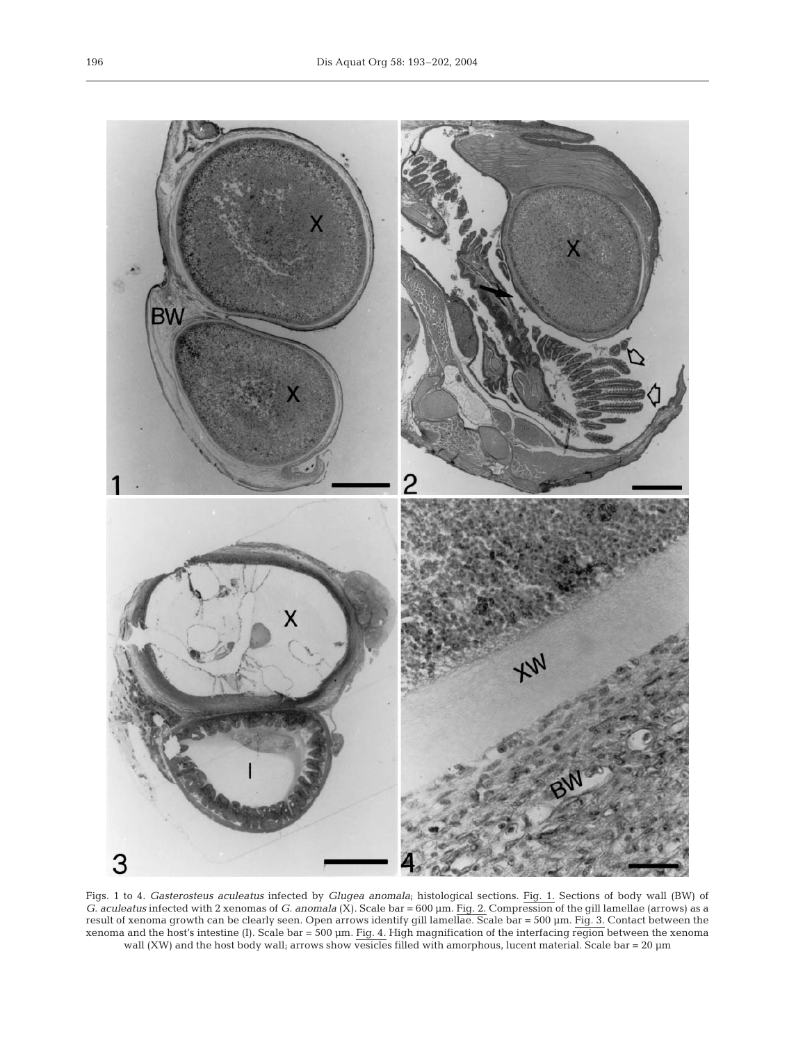Figs. 1 to 4. *Gasterosteus aculeatus* infected by *Glugea anomala*; histological sections. Fig. 1. Sections of body wall (BW) of *G. aculeatus* infected with 2 xenomas of *G. anomala* (X). Scale bar = 600 µm. Fig. 2. Compression of the gill lamellae (arrows) as a result of xenoma growth can be clearly seen. Open arrows identify gill lamellae. Scale bar = 500 µm. Fig. 3. Contact between the xenoma and the host's intestine (I). Scale bar = 500 µm. Fig. 4. High magnification of the interfacing region between the xenoma wall (XW) and the host body wall; arrows show vesicles filled with amorphous, lucent material. Scale bar = 20 µm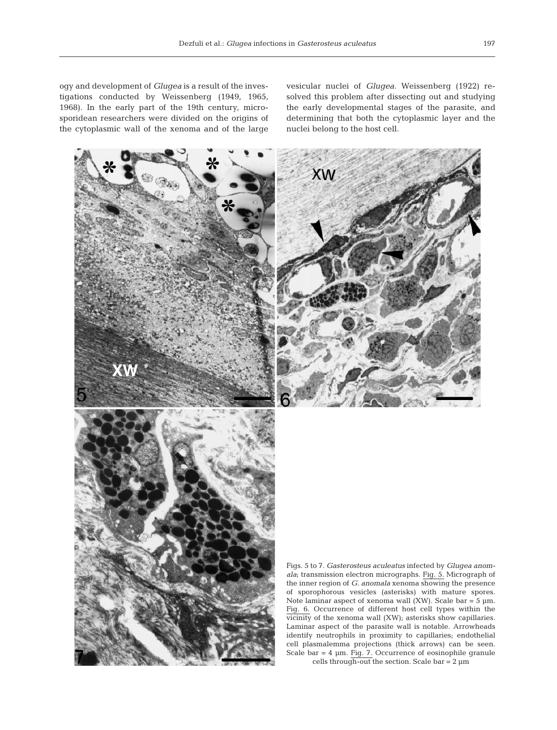ogy and development of *Glugea* is a result of the investigations conducted by Weissenberg (1949, 1965, 1968). In the early part of the 19th century, microsporidean researchers were divided on the origins of the cytoplasmic wall of the xenoma and of the large vesicular nuclei of *Glugea*. Weissenberg (1922) resolved this problem after dissecting out and studying the early developmental stages of the parasite, and determining that both the cytoplasmic layer and the nuclei belong to the host cell.

Figs. 5 to 7. *Gasterosteus aculeatus* infected by *Glugea anomala*; transmission electron micrographs. Fig. 5. Micrograph of the inner region of *G. anomala* xenoma showing the presence of sporophorous vesicles (asterisks) with mature spores. Note laminar aspect of xenoma wall (XW). Scale bar = 5 µm. Fig. 6. Occurrence of different host cell types within the vicinity of the xenoma wall (XW); asterisks show capillaries. Laminar aspect of the parasite wall is notable. Arrowheads identify neutrophils in proximity to capillaries; endothelial cell plasmalemma projections (thick arrows) can be seen. Scale bar = 4 µm. Fig. 7. Occurrence of eosinophile granule cells through-out the section. Scale bar = 2 µm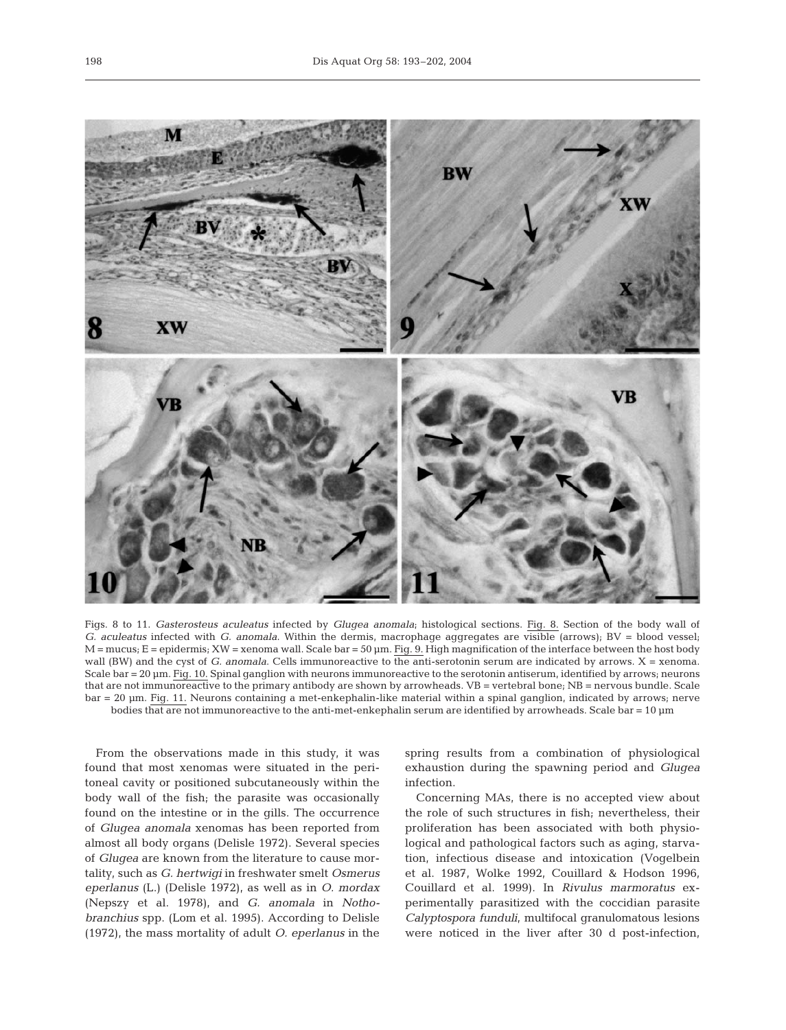Figs. 8 to 11. *Gasterosteus aculeatus* infected by *Glugea anomala*; histological sections. Fig. 8. Section of the body wall of *G. aculeatus* infected with *G. anomala*. Within the dermis, macrophage aggregates are visible (arrows); BV = blood vessel; M = mucus; E = epidermis; XW = xenoma wall. Scale bar = 50 µm. Fig. 9. High magnification of the interface between the host body wall (BW) and the cyst of *G. anomala*. Cells immunoreactive to the anti-serotonin serum are indicated by arrows. X = xenoma. Scale bar = 20 µm. Fig. 10. Spinal ganglion with neurons immunoreactive to the serotonin antiserum, identified by arrows; neurons that are not immunoreactive to the primary antibody are shown by arrowheads. VB = vertebral bone; NB = nervous bundle. Scale bar = 20 µm. Fig. 11. Neurons containing a met-enkephalin-like material within a spinal ganglion, indicated by arrows; nerve bodies that are not immunoreactive to the anti-met-enkephalin serum are identified by arrowheads. Scale bar = 10 µm

From the observations made in this study, it was found that most xenomas were situated in the peritoneal cavity or positioned subcutaneously within the body wall of the fish; the parasite was occasionally found on the intestine or in the gills. The occurrence of *Glugea anomala* xenomas has been reported from almost all body organs (Delisle 1972). Several species of *Glugea* are known from the literature to cause mortality, such as *G. hertwigi* in freshwater smelt *Osmerus eperlanus* (L.) (Delisle 1972), as well as in *O. mordax* (Nepszy et al. 1978), and *G. anomala* in *Nothobranchius* spp. (Lom et al. 1995). According to Delisle (1972), the mass mortality of adult *O. eperlanus* in the spring results from a combination of physiological exhaustion during the spawning period and *Glugea* infection.

Concerning MAs, there is no accepted view about the role of such structures in fish; nevertheless, their proliferation has been associated with both physiological and pathological factors such as aging, starvation, infectious disease and intoxication (Vogelbein et al. 1987, Wolke 1992, Couillard & Hodson 1996, Couillard et al. 1999). In *Rivulus marmoratus* experimentally parasitized with the coccidian parasite *Calyptospora funduli*, multifocal granulomatous lesions were noticed in the liver after 30 d post-infection,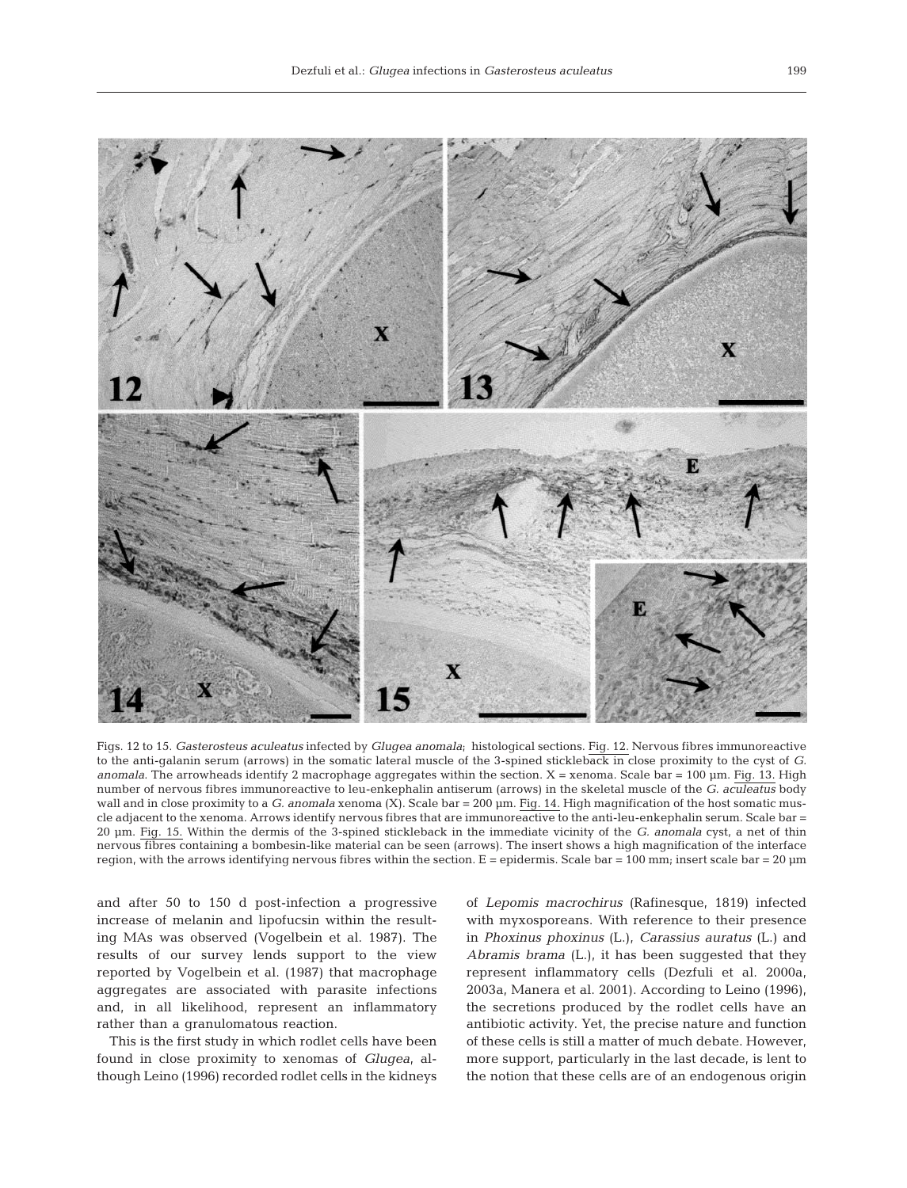Figs. 12 to 15. *Gasterosteus aculeatus* infected by *Glugea anomala*; histological sections. Fig. 12. Nervous fibres immunoreactive to the anti-galanin serum (arrows) in the somatic lateral muscle of the 3-spined stickleback in close proximity to the cyst of *G. anomala*. The arrowheads identify 2 macrophage aggregates within the section. X = xenoma. Scale bar = 100 µm. Fig. 13. High number of nervous fibres immunoreactive to leu-enkephalin antiserum (arrows) in the skeletal muscle of the *G. aculeatus* body wall and in close proximity to a *G. anomala* xenoma (X). Scale bar = 200 µm. Fig. 14. High magnification of the host somatic muscle adjacent to the xenoma. Arrows identify nervous fibres that are immunoreactive to the anti-leu-enkephalin serum. Scale bar = 20 µm. Fig. 15. Within the dermis of the 3-spined stickleback in the immediate vicinity of the *G. anomala* cyst, a net of thin nervous fibres containing a bombesin-like material can be seen (arrows). The insert shows a high magnification of the interface region, with the arrows identifying nervous fibres within the section. E = epidermis. Scale bar = 100 mm; insert scale bar = 20 µm

and after 50 to 150 d post-infection a progressive increase of melanin and lipofucsin within the resulting MAs was observed (Vogelbein et al. 1987). The results of our survey lends support to the view reported by Vogelbein et al. (1987) that macrophage aggregates are associated with parasite infections and, in all likelihood, represent an inflammatory rather than a granulomatous reaction.

This is the first study in which rodlet cells have been found in close proximity to xenomas of *Glugea*, although Leino (1996) recorded rodlet cells in the kidneys of *Lepomis macrochirus* (Rafinesque, 1819) infected with myxosporeans. With reference to their presence in *Phoxinus phoxinus* (L.), *Carassius auratus* (L.) and *Abramis brama* (L.), it has been suggested that they represent inflammatory cells (Dezfuli et al. 2000a, 2003a, Manera et al. 2001). According to Leino (1996), the secretions produced by the rodlet cells have an antibiotic activity. Yet, the precise nature and function of these cells is still a matter of much debate. However, more support, particularly in the last decade, is lent to the notion that these cells are of an endogenous origin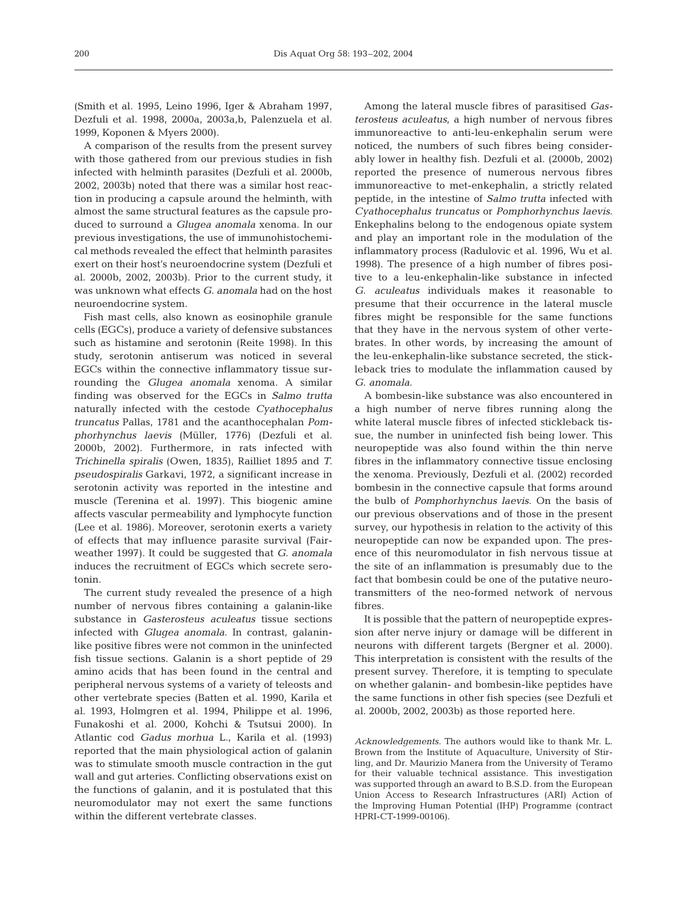(Smith et al. 1995, Leino 1996, Iger & Abraham 1997, Dezfuli et al. 1998, 2000a, 2003a,b, Palenzuela et al. 1999, Koponen & Myers 2000).

A comparison of the results from the present survey with those gathered from our previous studies in fish infected with helminth parasites (Dezfuli et al. 2000b, 2002, 2003b) noted that there was a similar host reaction in producing a capsule around the helminth, with almost the same structural features as the capsule produced to surround a *Glugea anomala* xenoma. In our previous investigations, the use of immunohistochemical methods revealed the effect that helminth parasites exert on their host's neuroendocrine system (Dezfuli et al. 2000b, 2002, 2003b). Prior to the current study, it was unknown what effects *G. anomala* had on the host neuroendocrine system.

Fish mast cells, also known as eosinophile granule cells (EGCs), produce a variety of defensive substances such as histamine and serotonin (Reite 1998). In this study, serotonin antiserum was noticed in several EGCs within the connective inflammatory tissue surrounding the *Glugea anomala* xenoma. A similar finding was observed for the EGCs in *Salmo trutta* naturally infected with the cestode *Cyathocephalus truncatus* Pallas, 1781 and the acanthocephalan *Pomphorhynchus laevis* (Müller, 1776) (Dezfuli et al. 2000b, 2002). Furthermore, in rats infected with *Trichinella spiralis* (Owen, 1835), Railliet 1895 and *T. pseudospiralis* Garkavi, 1972, a significant increase in serotonin activity was reported in the intestine and muscle (Terenina et al. 1997). This biogenic amine affects vascular permeability and lymphocyte function (Lee et al. 1986). Moreover, serotonin exerts a variety of effects that may influence parasite survival (Fairweather 1997). It could be suggested that *G. anomala* induces the recruitment of EGCs which secrete serotonin.

The current study revealed the presence of a high number of nervous fibres containing a galanin-like substance in *Gasterosteus aculeatus* tissue sections infected with *Glugea anomala*. In contrast, galanin-like positive fibres were not common in the uninfected fish tissue sections. Galanin is a short peptide of 29 amino acids that has been found in the central and peripheral nervous systems of a variety of teleosts and other vertebrate species (Batten et al. 1990, Karila et al. 1993, Holmgren et al. 1994, Philippe et al. 1996, Funakoshi et al. 2000, Kohchi & Tsutsui 2000). In Atlantic cod *Gadus morhua* L., Karila et al. (1993) reported that the main physiological action of galanin was to stimulate smooth muscle contraction in the gut wall and gut arteries. Conflicting observations exist on the functions of galanin, and it is postulated that this neuromodulator may not exert the same functions within the different vertebrate classes.

Among the lateral muscle fibres of parasitised *Gasterosteus aculeatus*, a high number of nervous fibres immunoreactive to anti-leu-enkephalin serum were noticed, the numbers of such fibres being considerably lower in healthy fish. Dezfuli et al. (2000b, 2002) reported the presence of numerous nervous fibres immunoreactive to met-enkephalin, a strictly related peptide, in the intestine of *Salmo trutta* infected with *Cyathocephalus truncatus* or *Pomphorhynchus laevis*. Enkephalins belong to the endogenous opiate system and play an important role in the modulation of the inflammatory process (Radulovic et al. 1996, Wu et al. 1998). The presence of a high number of fibres positive to a leu-enkephalin-like substance in infected *G. aculeatus* individuals makes it reasonable to presume that their occurrence in the lateral muscle fibres might be responsible for the same functions that they have in the nervous system of other vertebrates. In other words, by increasing the amount of the leu-enkephalin-like substance secreted, the stickleback tries to modulate the inflammation caused by *G. anomala*.

A bombesin-like substance was also encountered in a high number of nerve fibres running along the white lateral muscle fibres of infected stickleback tissue, the number in uninfected fish being lower. This neuropeptide was also found within the thin nerve fibres in the inflammatory connective tissue enclosing the xenoma. Previously, Dezfuli et al. (2002) recorded bombesin in the connective capsule that forms around the bulb of *Pomphorhynchus laevis*. On the basis of our previous observations and of those in the present survey, our hypothesis in relation to the activity of this neuropeptide can now be expanded upon. The presence of this neuromodulator in fish nervous tissue at the site of an inflammation is presumably due to the fact that bombesin could be one of the putative neurotransmitters of the neo-formed network of nervous fibres.

It is possible that the pattern of neuropeptide expression after nerve injury or damage will be different in neurons with different targets (Bergner et al. 2000). This interpretation is consistent with the results of the present survey. Therefore, it is tempting to speculate on whether galanin- and bombesin-like peptides have the same functions in other fish species (see Dezfuli et al. 2000b, 2002, 2003b) as those reported here.

*Acknowledgements.* The authors would like to thank Mr. L. Brown from the Institute of Aquaculture, University of Stirling, and Dr. Maurizio Manera from the University of Teramo for their valuable technical assistance. This investigation was supported through an award to B.S.D. from the European Union Access to Research Infrastructures (ARI) Action of the Improving Human Potential (IHP) Programme (contract HPRI-CT-1999-00106).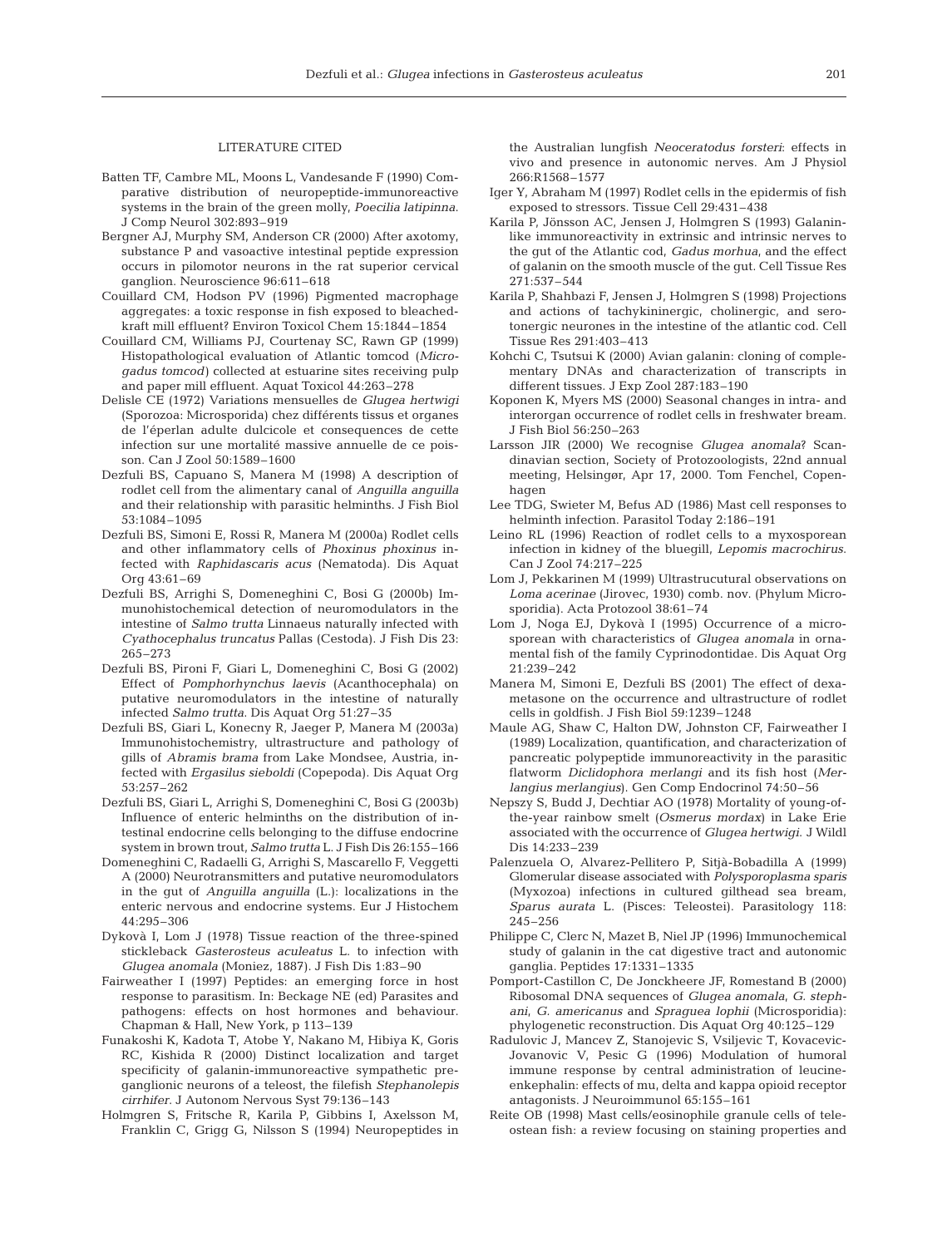## LITERATURE CITED

Batten TF, Cambre ML, Moons L, Vandesande F (1990) Comparative distribution of neuropeptide-immunoreactive systems in the brain of the green molly, *Poecilia latipinna.* J Comp Neurol 302:893–919

Bergner AJ, Murphy SM, Anderson CR (2000) After axotomy, substance P and vasoactive intestinal peptide expression occurs in pilomotor neurons in the rat superior cervical ganglion. Neuroscience 96:611–618

Couillard CM, Hodson PV (1996) Pigmented macrophage aggregates: a toxic response in fish exposed to bleached-kraft mill effluent? Environ Toxicol Chem 15:1844–1854

Couillard CM, Williams PJ, Courtenay SC, Rawn GP (1999) Histopathological evaluation of Atlantic tomcod (*Microgadus tomcod*) collected at estuarine sites receiving pulp and paper mill effluent. Aquat Toxicol 44:263–278

Delisle CE (1972) Variations mensuelles de *Glugea hertwigi* (Sporozoa: Microsporida) chez différents tissus et organes de l'éperlan adulte dulcicole et consequences de cette infection sur une mortalité massive annuelle de ce poisson. Can J Zool 50:1589–1600

Dezfuli BS, Capuano S, Manera M (1998) A description of rodlet cell from the alimentary canal of *Anguilla anguilla* and their relationship with parasitic helminths. J Fish Biol 53:1084–1095

Dezfuli BS, Simoni E, Rossi R, Manera M (2000a) Rodlet cells and other inflammatory cells of *Phoxinus phoxinus* infected with *Raphidascaris acus* (Nematoda). Dis Aquat Org 43:61–69

Dezfuli BS, Arrighi S, Domeneghini C, Bosi G (2000b) Immunohistochemical detection of neuromodulators in the intestine of *Salmo trutta* Linnaeus naturally infected with *Cyathocephalus truncatus* Pallas (Cestoda). J Fish Dis 23: 265–273

Dezfuli BS, Pironi F, Giari L, Domeneghini C, Bosi G (2002) Effect of *Pomphorhynchus laevis* (Acanthocephala) on putative neuromodulators in the intestine of naturally infected *Salmo trutta*. Dis Aquat Org 51:27–35

Dezfuli BS, Giari L, Konecny R, Jaeger P, Manera M (2003a) Immunohistochemistry, ultrastructure and pathology of gills of *Abramis brama* from Lake Mondsee, Austria, infected with *Ergasilus sieboldi* (Copepoda). Dis Aquat Org 53:257–262

Dezfuli BS, Giari L, Arrighi S, Domeneghini C, Bosi G (2003b) Influence of enteric helminths on the distribution of intestinal endocrine cells belonging to the diffuse endocrine system in brown trout, *Salmo trutta* L. J Fish Dis 26:155–166

Domeneghini C, Radaelli G, Arrighi S, Mascarello F, Veggetti A (2000) Neurotransmitters and putative neuromodulators in the gut of *Anguilla anguilla* (L.): localizations in the enteric nervous and endocrine systems. Eur J Histochem 44:295–306

Dykovà I, Lom J (1978) Tissue reaction of the three-spined stickleback *Gasterosteus aculeatus* L. to infection with *Glugea anomala* (Moniez, 1887). J Fish Dis 1:83–90

Fairweather I (1997) Peptides: an emerging force in host response to parasitism. In: Beckage NE (ed) Parasites and pathogens: effects on host hormones and behaviour. Chapman & Hall, New York, p 113–139

Funakoshi K, Kadota T, Atobe Y, Nakano M, Hibiya K, Goris RC, Kishida R (2000) Distinct localization and target specificity of galanin-immunoreactive sympathetic preganglionic neurons of a teleost, the filefish *Stephanolepis cirrhifer*. J Autonom Nervous Syst 79:136–143

Holmgren S, Fritsche R, Karila P, Gibbins I, Axelsson M, Franklin C, Grigg G, Nilsson S (1994) Neuropeptides in the Australian lungfish *Neoceratodus forsteri*: effects in vivo and presence in autonomic nerves. Am J Physiol 266:R1568–1577

Iger Y, Abraham M (1997) Rodlet cells in the epidermis of fish exposed to stressors. Tissue Cell 29:431–438

Karila P, Jönsson AC, Jensen J, Holmgren S (1993) Galanin-like immunoreactivity in extrinsic and intrinsic nerves to the gut of the Atlantic cod, *Gadus morhua*, and the effect of galanin on the smooth muscle of the gut. Cell Tissue Res 271:537–544

Karila P, Shahbazi F, Jensen J, Holmgren S (1998) Projections and actions of tachykininergic, cholinergic, and serotonergic neurones in the intestine of the atlantic cod. Cell Tissue Res 291:403–413

Kohchi C, Tsutsui K (2000) Avian galanin: cloning of complementary DNAs and characterization of transcripts in different tissues. J Exp Zool 287:183–190

Koponen K, Myers MS (2000) Seasonal changes in intra- and interorgan occurrence of rodlet cells in freshwater bream. J Fish Biol 56:250–263

Larsson JIR (2000) We recognise *Glugea anomala*? Scandinavian section, Society of Protozoologists, 22nd annual meeting, Helsingør, Apr 17, 2000. Tom Fenchel, Copenhagen

Lee TDG, Swieter M, Befus AD (1986) Mast cell responses to helminth infection. Parasitol Today 2:186–191

Leino RL (1996) Reaction of rodlet cells to a myxosporean infection in kidney of the bluegill, *Lepomis macrochirus.* Can J Zool 74:217–225

Lom J, Pekkarinen M (1999) Ultrastrucutural observations on *Loma acerinae* (Jirovec, 1930) comb. nov. (Phylum Microsporidia). Acta Protozool 38:61–74

Lom J, Noga EJ, Dykovà I (1995) Occurrence of a microsporean with characteristics of *Glugea anomala* in ornamental fish of the family Cyprinodontidae. Dis Aquat Org 21:239–242

Manera M, Simoni E, Dezfuli BS (2001) The effect of dexamethasone on the occurrence and ultrastructure of rodlet cells in goldfish. J Fish Biol 59:1239–1248

Maule AG, Shaw C, Halton DW, Johnston CF, Fairweather I (1989) Localization, quantification, and characterization of pancreatic polypeptide immunoreactivity in the parasitic flatworm *Diclidophora merlangi* and its fish host (*Merlangius merlangius*). Gen Comp Endocrinol 74:50–56

Nepszy S, Budd J, Dechtiar AO (1978) Mortality of young-of-the-year rainbow smelt (*Osmerus mordax*) in Lake Erie associated with the occurrence of *Glugea hertwigi.* J Wildl Dis 14:233–239

Palenzuela O, Alvarez-Pellitero P, Sitjà-Bobadilla A (1999) Glomerular disease associated with *Polysporoplasma sparis* (Myxozoa) infections in cultured gilthead sea bream, *Sparus aurata* L. (Pisces: Teleostei). Parasitology 118: 245–256

Philippe C, Clerc N, Mazet B, Niel JP (1996) Immunochemical study of galanin in the cat digestive tract and autonomic ganglia. Peptides 17:1331–1335

Pomport-Castillon C, De Jonckheere JF, Romestand B (2000) Ribosomal DNA sequences of *Glugea anomala*, *G. stephani*, *G. americanus* and *Spraguea lophii* (Microsporidia): phylogenetic reconstruction. Dis Aquat Org 40:125–129

Radulovic J, Mancev Z, Stanojevic S, Vsiljevic T, Kovacevic-Jovanovic V, Pesic G (1996) Modulation of humoral immune response by central administration of leucine-enkephalin: effects of mu, delta and kappa opioid receptor antagonists. J Neuroimmunol 65:155–161

Reite OB (1998) Mast cells/eosinophile granule cells of teleostean fish: a review focusing on staining properties and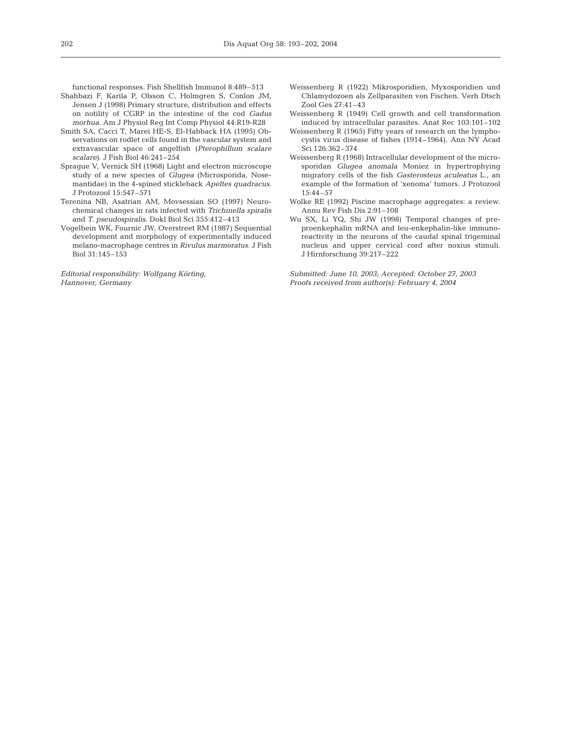functional responses. Fish Shellfish Immunol 8:489–513

Shahbazi F, Karila P, Olsson C, Holmgren S, Conlon JM, Jensen J (1998) Primary structure, distribution and effects on notility of CGRP in the intestine of the cod *Gadus morhua*. Am J Physiol Reg Int Comp Physiol 44:R19-R28

Smith SA, Cacci T, Marei HE-S, El-Habback HA (1995) Observations on rodlet cells found in the vascular system and extravascular space of angelfish (*Pterophillum scalare scalare*). J Fish Biol 46:241–254

Sprague V, Vernick SH (1968) Light and electron microscope study of a new species of *Glugea* (Microsporida, Nosemantidae) in the 4-spined stickleback *Apeltes quadracus*. J Protozool 15:547–571

Terenina NB, Asatrian AM, Movsessian SO (1997) Neurochemical changes in rats infected with *Trichinella spiralis* and *T. pseudospiralis*. Dokl Biol Sci 355:412–413

Vogelbein WK, Fournic JW, Overstreet RM (1987) Sequential development and morphology of experimentally induced melano-macrophage centres in *Rivulus marmoratus*. J Fish Biol 31:145–153

Weissenberg R (1922) Mikrosporidien, Myxosporidien und Chlamydozoen als Zellparasiten von Fischen. Verh Dtsch Zool Ges 27:41–43

Weissenberg R (1949) Cell growth and cell transformation induced by intracellular parasites. Anat Rec 103:101–102

Weissenberg R (1965) Fifty years of research on the lymphocystis virus disease of fishes (1914–1964). Ann NY Acad Sci 126:362–374

Weissenberg R (1968) Intracellular development of the microsporidan *Glugea anomala* Moniez in hypertrophying migratory cells of the fish *Gasterosteus aculeatus* L., an example of the formation of 'xenoma' tumors. J Protozool 15:44–57

Wolke RE (1992) Piscine macrophage aggregates: a review. Annu Rev Fish Dis 2:91–108

Wu SX, Li YQ, Shi JW (1998) Temporal changes of preproenkephalin mRNA and leu-enkephalin-like immunoreactivity in the neurons of the caudal spinal trigeminal nucleus and upper cervical cord after noxius stimuli. J Hirnforschung 39:217–222

*Editorial responsibility: Wolfgang Körting, Hannover, Germany*

*Submitted: June 10, 2003; Accepted: October 27, 2003*
*Proofs received from author(s): February 4, 2004*